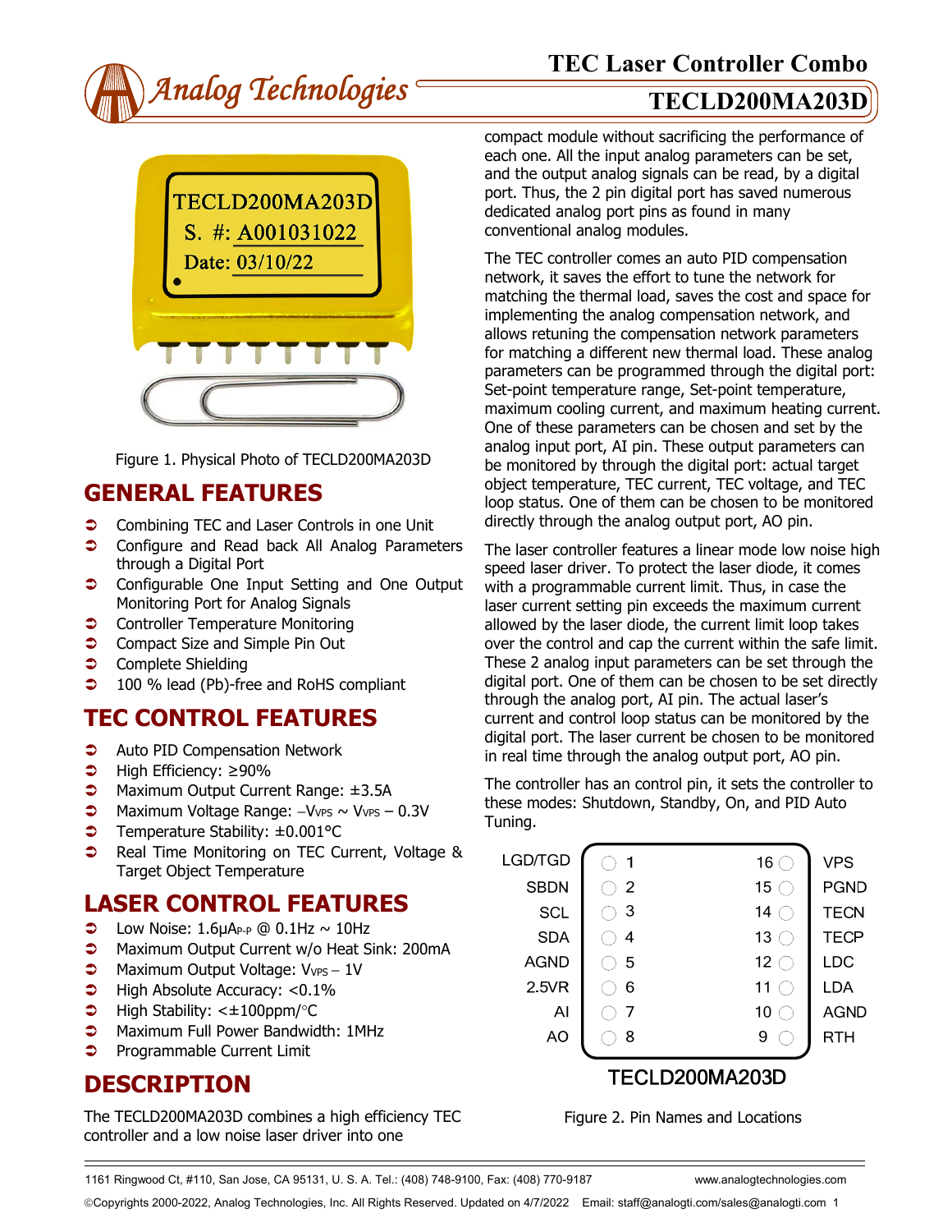# TEC Laser Controller Combo

## TECLD200MA203D

Figure 1. Physical Photo of TECLD200MA203D

## GENERAL FEATURES

- Combining TEC and Laser Controls in one Unit
- Configure and Read back All Analog Parameters through a Digital Port
- Configurable One Input Setting and One Output Monitoring Port for Analog Signals
- Controller Temperature Monitoring
- Compact Size and Simple Pin Out
- Complete Shielding
- 100 % lead (Pb)-free and RoHS compliant

## TEC CONTROL FEATURES

- Auto PID Compensation Network
- High Efficiency: ≥90%
- Maximum Output Current Range: ±3.5A
- Maximum Voltage Range: $-V_{VPS} \sim V_{VPS} - 0.3V$
- Temperature Stability: ±0.001°C
- Real Time Monitoring on TEC Current, Voltage & Target Object Temperature

## LASER CONTROL FEATURES

- Low Noise: $1.6\mu A_{P-P}$ @ 0.1Hz ~ 10Hz
- Maximum Output Current w/o Heat Sink: 200mA
- Maximum Output Voltage: $V_{VPS} - 1V$
- High Absolute Accuracy: <0.1%
- High Stability: <±100ppm/°C
- Maximum Full Power Bandwidth: 1MHz
- Programmable Current Limit

## DESCRIPTION

The TECLD200MA203D combines a high efficiency TEC controller and a low noise laser driver into one compact module without sacrificing the performance of each one. All the input analog parameters can be set, and the output analog signals can be read, by a digital port. Thus, the 2 pin digital port has saved numerous dedicated analog port pins as found in many conventional analog modules.

The TEC controller comes an auto PID compensation network, it saves the effort to tune the network for matching the thermal load, saves the cost and space for implementing the analog compensation network, and allows retuning the compensation network parameters for matching a different new thermal load. These analog parameters can be programmed through the digital port: Set-point temperature range, Set-point temperature, maximum cooling current, and maximum heating current. One of these parameters can be chosen and set by the analog input port, AI pin. These output parameters can be monitored by through the digital port: actual target object temperature, TEC current, TEC voltage, and TEC loop status. One of them can be chosen to be monitored directly through the analog output port, AO pin.

The laser controller features a linear mode low noise high speed laser driver. To protect the laser diode, it comes with a programmable current limit. Thus, in case the laser current setting pin exceeds the maximum current allowed by the laser diode, the current limit loop takes over the control and cap the current within the safe limit. These 2 analog input parameters can be set through the digital port. One of them can be chosen to be set directly through the analog port, AI pin. The actual laser's current and control loop status can be monitored by the digital port. The laser current be chosen to be monitored in real time through the analog output port, AO pin.

The controller has an control pin, it sets the controller to these modes: Shutdown, Standby, On, and PID Auto Tuning.

| Name | Pin | Pin | Name |
|---|---|---|---|
| LGD/TGD | 1 | 16 | VPS |
| SBDN | 2 | 15 | PGND |
| SCL | 3 | 14 | TECN |
| SDA | 4 | 13 | TECP |
| AGND | 5 | 12 | LDC |
| 2.5VR | 6 | 11 | LDA |
| AI | 7 | 10 | AGND |
| AO | 8 | 9 | RTH |

TECLD200MA203D

Figure 2. Pin Names and Locations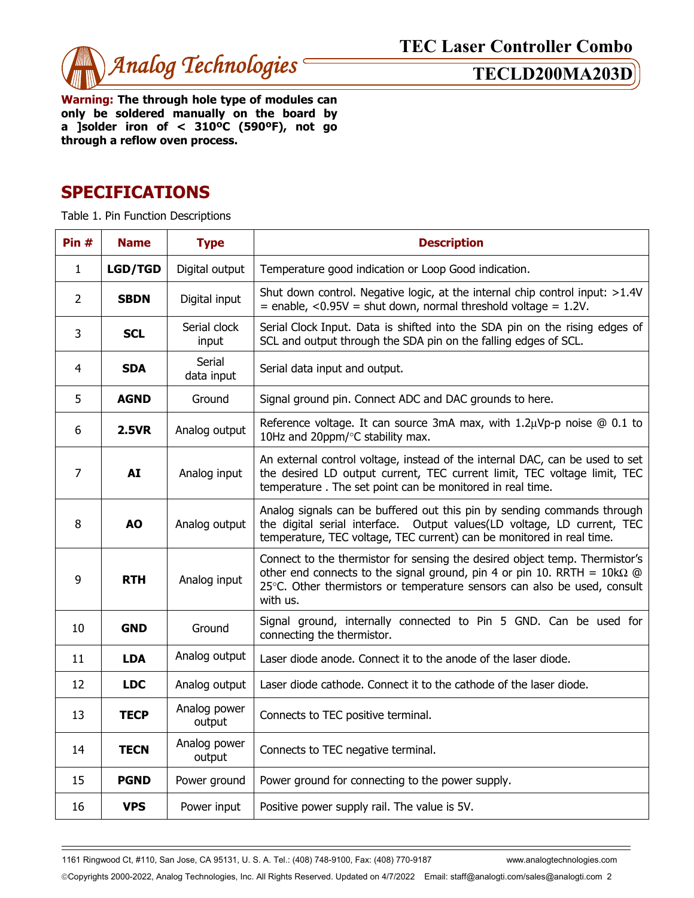**Warning: The through hole type of modules can only be soldered manually on the board by a ]solder iron of < 310ºC (590ºF), not go through a reflow oven process.**

# SPECIFICATIONS

Table 1. Pin Function Descriptions

| Pin # | Name | Type | Description |
|---|---|---|---|
| 1 | **LGD/TGD** | Digital output | Temperature good indication or Loop Good indication. |
| 2 | **SBDN** | Digital input | Shut down control. Negative logic, at the internal chip control input: >1.4V = enable, <0.95V = shut down, normal threshold voltage = 1.2V. |
| 3 | **SCL** | Serial clock input | Serial Clock Input. Data is shifted into the SDA pin on the rising edges of SCL and output through the SDA pin on the falling edges of SCL. |
| 4 | **SDA** | Serial data input | Serial data input and output. |
| 5 | **AGND** | Ground | Signal ground pin. Connect ADC and DAC grounds to here. |
| 6 | **2.5VR** | Analog output | Reference voltage. It can source 3mA max, with 1.2μVp-p noise @ 0.1 to 10Hz and 20ppm/°C stability max. |
| 7 | **AI** | Analog input | An external control voltage, instead of the internal DAC, can be used to set the desired LD output current, TEC current limit, TEC voltage limit, TEC temperature . The set point can be monitored in real time. |
| 8 | **AO** | Analog output | Analog signals can be buffered out this pin by sending commands through the digital serial interface. Output values(LD voltage, LD current, TEC temperature, TEC voltage, TEC current) can be monitored in real time. |
| 9 | **RTH** | Analog input | Connect to the thermistor for sensing the desired object temp. Thermistor's other end connects to the signal ground, pin 4 or pin 10. RRTH = 10kΩ @ 25°C. Other thermistors or temperature sensors can also be used, consult with us. |
| 10 | **GND** | Ground | Signal ground, internally connected to Pin 5 GND. Can be used for connecting the thermistor. |
| 11 | **LDA** | Analog output | Laser diode anode. Connect it to the anode of the laser diode. |
| 12 | **LDC** | Analog output | Laser diode cathode. Connect it to the cathode of the laser diode. |
| 13 | **TECP** | Analog power output | Connects to TEC positive terminal. |
| 14 | **TECN** | Analog power output | Connects to TEC negative terminal. |
| 15 | **PGND** | Power ground | Power ground for connecting to the power supply. |
| 16 | **VPS** | Power input | Positive power supply rail. The value is 5V. |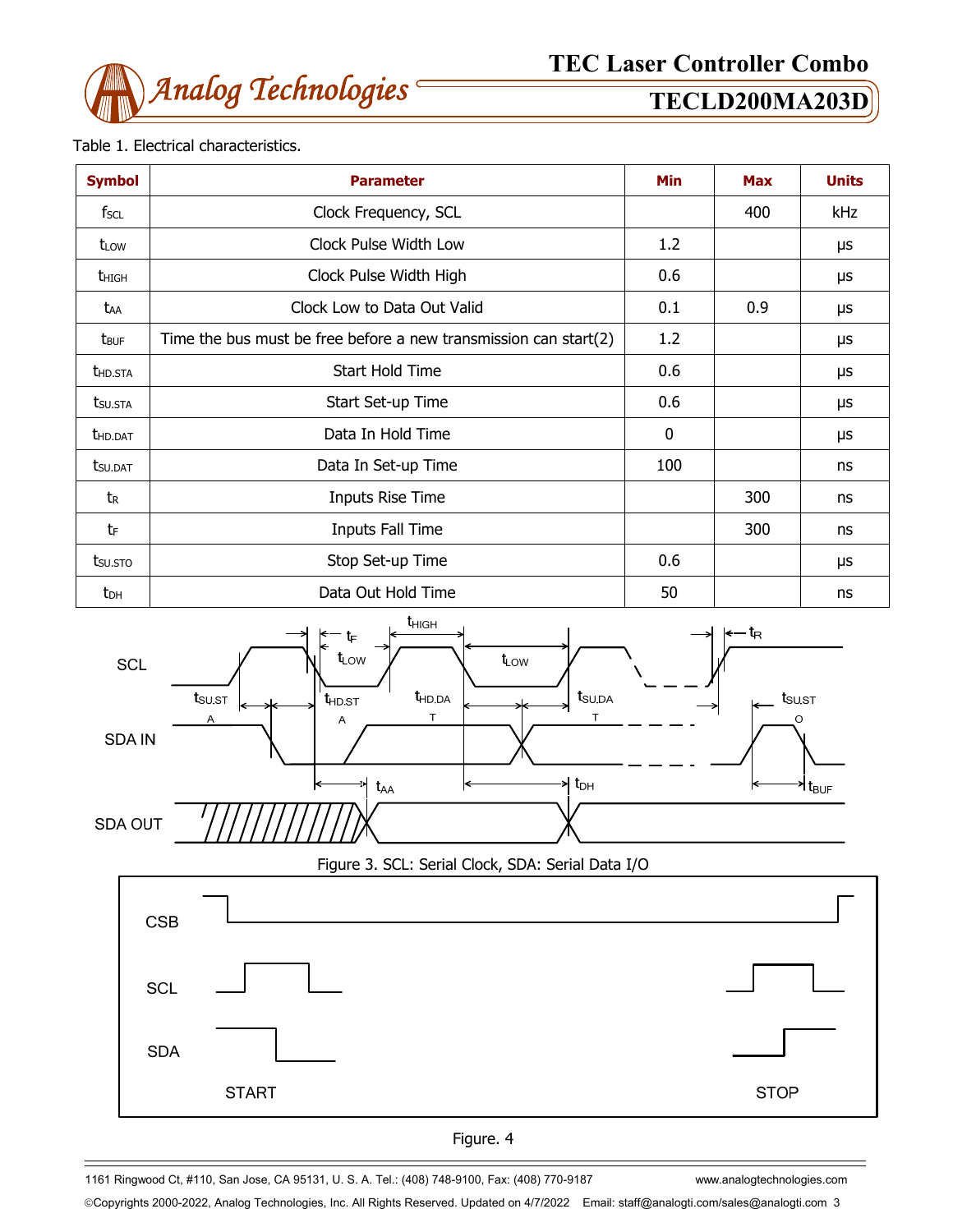Table 1. Electrical characteristics.

| Symbol | Parameter | Min | Max | Units |
|---|---|---|---|---|
| $f_{SCL}$ | Clock Frequency, SCL | | 400 | kHz |
| $t_{LOW}$ | Clock Pulse Width Low | 1.2 | | μs |
| $t_{HIGH}$ | Clock Pulse Width High | 0.6 | | μs |
| $t_{AA}$ | Clock Low to Data Out Valid | 0.1 | 0.9 | μs |
| $t_{BUF}$ | Time the bus must be free before a new transmission can start(2) | 1.2 | | μs |
| $t_{HD.STA}$ | Start Hold Time | 0.6 | | μs |
| $t_{SU.STA}$ | Start Set-up Time | 0.6 | | μs |
| $t_{HD.DAT}$ | Data In Hold Time | 0 | | μs |
| $t_{SU.DAT}$ | Data In Set-up Time | 100 | | ns |
| $t_R$ | Inputs Rise Time | | 300 | ns |
| $t_F$ | Inputs Fall Time | | 300 | ns |
| $t_{SU.STO}$ | Stop Set-up Time | 0.6 | | μs |
| $t_{DH}$ | Data Out Hold Time | 50 | | ns |

Figure 3. SCL: Serial Clock, SDA: Serial Data I/O

Figure. 4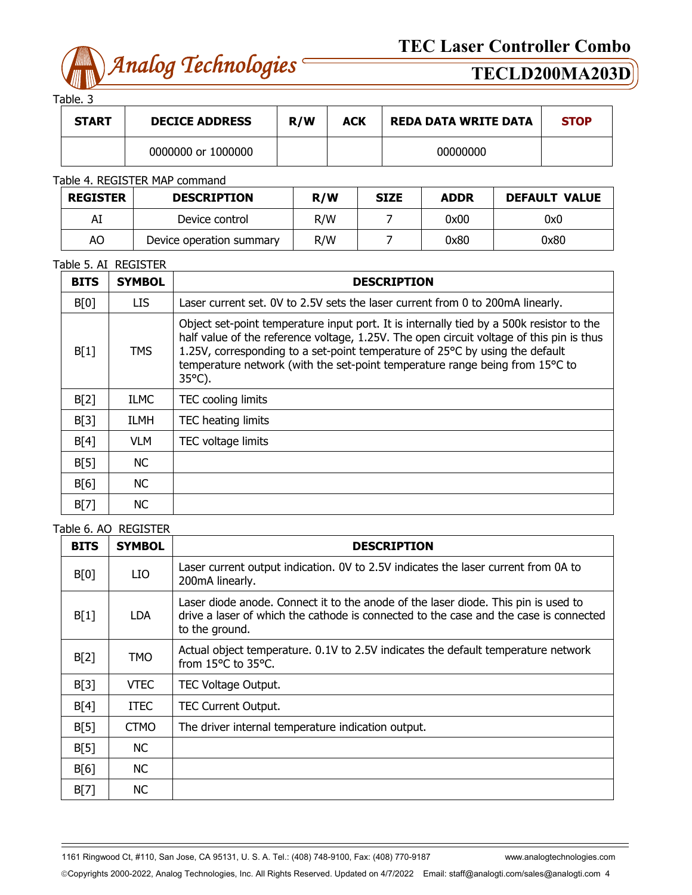Table. 3

| START | DECICE ADDRESS | R/W | ACK | REDA DATA WRITE DATA | STOP |
|---|---|---|---|---|---|
| | 0000000 or 1000000 | | | 00000000 | |

Table 4. REGISTER MAP command

| REGISTER | DESCRIPTION | R/W | SIZE | ADDR | DEFAULT VALUE |
|---|---|---|---|---|---|
| AI | Device control | R/W | 7 | 0x00 | 0x0 |
| AO | Device operation summary | R/W | 7 | 0x80 | 0x80 |

Table 5. AI REGISTER

| BITS | SYMBOL | DESCRIPTION |
|---|---|---|
| B[0] | LIS | Laser current set. 0V to 2.5V sets the laser current from 0 to 200mA linearly. |
| B[1] | TMS | Object set-point temperature input port. It is internally tied by a 500k resistor to the half value of the reference voltage, 1.25V. The open circuit voltage of this pin is thus 1.25V, corresponding to a set-point temperature of 25°C by using the default temperature network (with the set-point temperature range being from 15°C to 35°C). |
| B[2] | ILMC | TEC cooling limits |
| B[3] | ILMH | TEC heating limits |
| B[4] | VLM | TEC voltage limits |
| B[5] | NC | |
| B[6] | NC | |
| B[7] | NC | |

Table 6. AO REGISTER

| BITS | SYMBOL | DESCRIPTION |
|---|---|---|
| B[0] | LIO | Laser current output indication. 0V to 2.5V indicates the laser current from 0A to 200mA linearly. |
| B[1] | LDA | Laser diode anode. Connect it to the anode of the laser diode. This pin is used to drive a laser of which the cathode is connected to the case and the case is connected to the ground. |
| B[2] | TMO | Actual object temperature. 0.1V to 2.5V indicates the default temperature network from 15°C to 35°C. |
| B[3] | VTEC | TEC Voltage Output. |
| B[4] | ITEC | TEC Current Output. |
| B[5] | CTMO | The driver internal temperature indication output. |
| B[5] | NC | |
| B[6] | NC | |
| B[7] | NC | |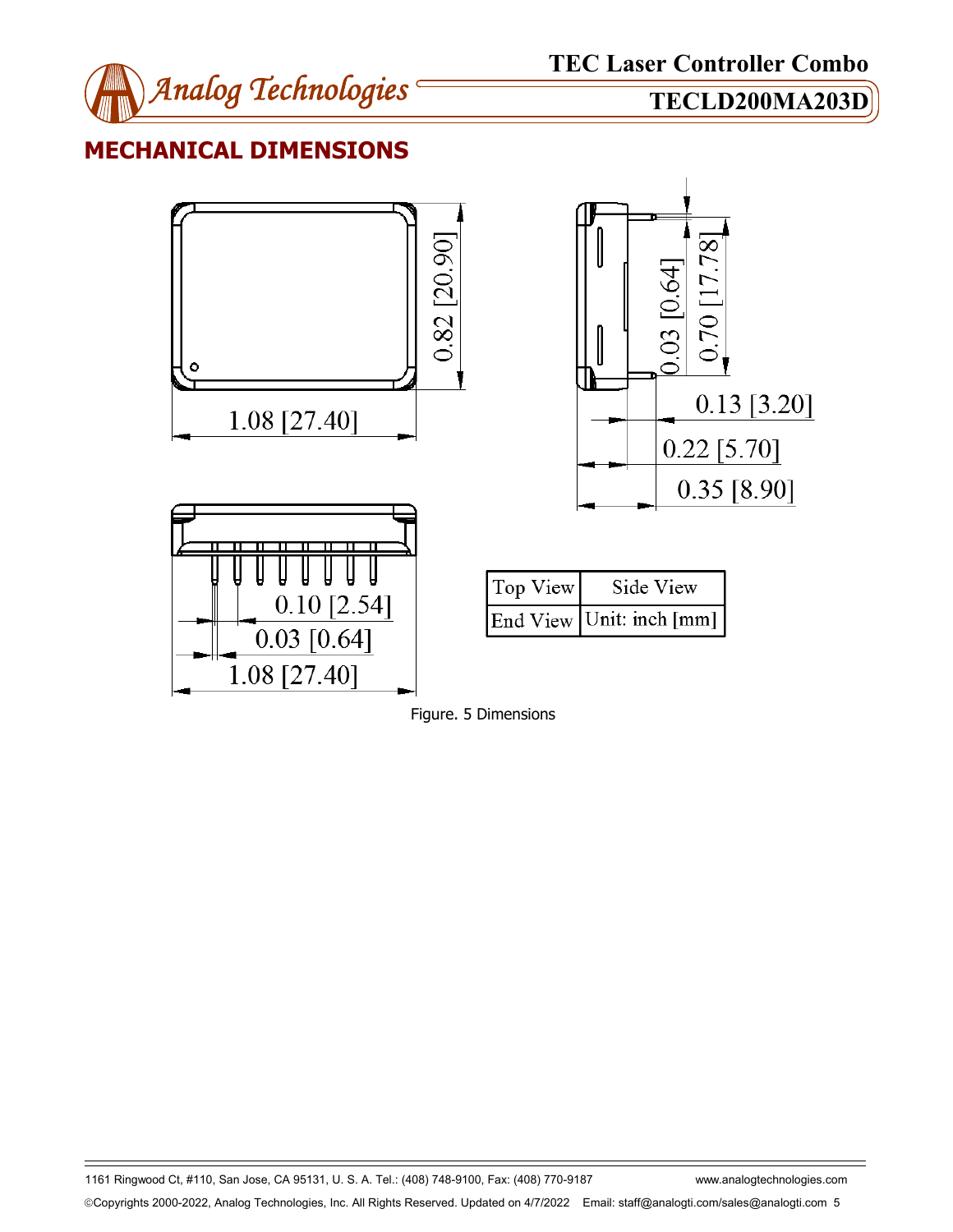## MECHANICAL DIMENSIONS

| Top View | Side View |
| --- | --- |
| End View | Unit: inch [mm] |

Figure. 5 Dimensions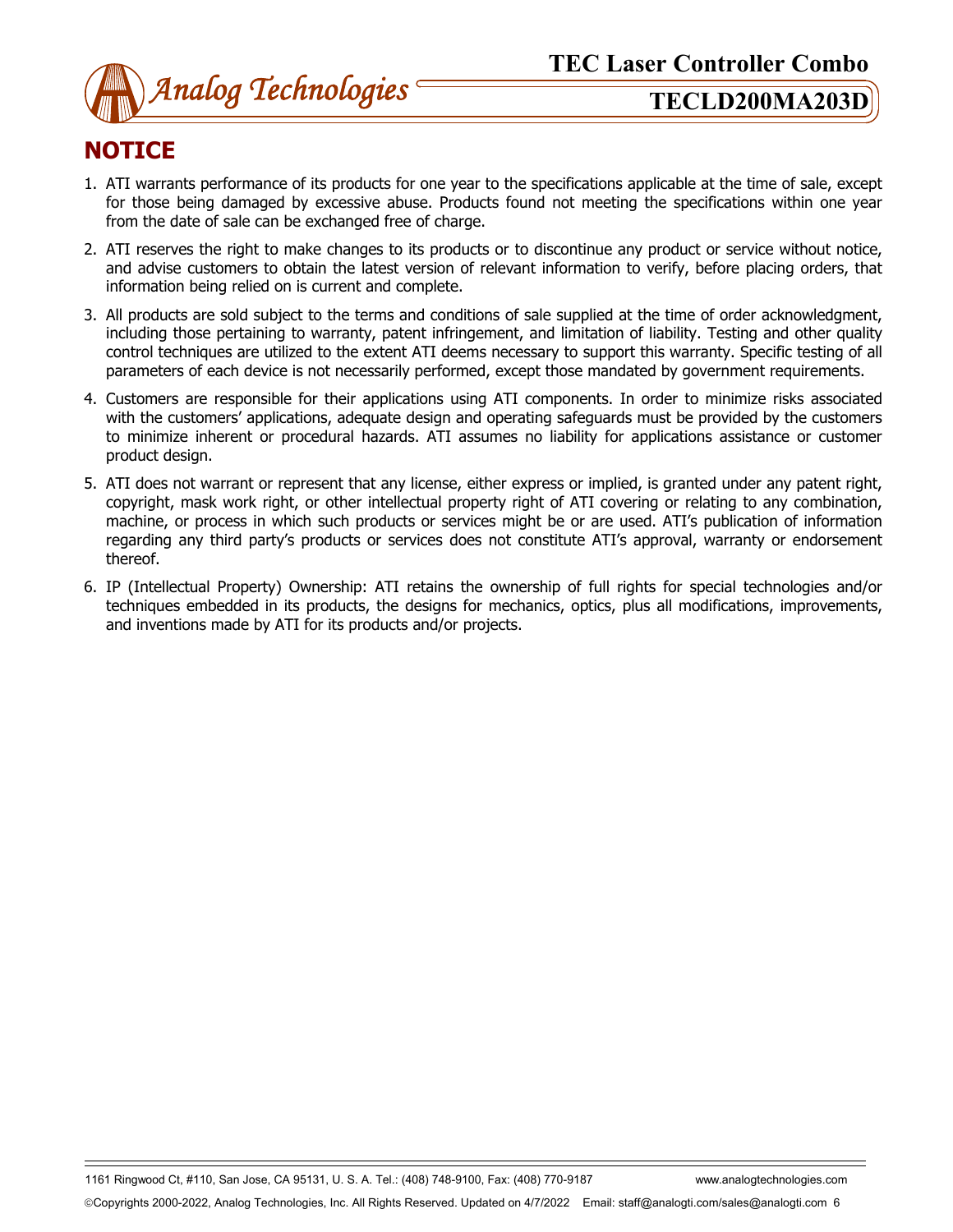## NOTICE

1. ATI warrants performance of its products for one year to the specifications applicable at the time of sale, except for those being damaged by excessive abuse. Products found not meeting the specifications within one year from the date of sale can be exchanged free of charge.
2. ATI reserves the right to make changes to its products or to discontinue any product or service without notice, and advise customers to obtain the latest version of relevant information to verify, before placing orders, that information being relied on is current and complete.
3. All products are sold subject to the terms and conditions of sale supplied at the time of order acknowledgment, including those pertaining to warranty, patent infringement, and limitation of liability. Testing and other quality control techniques are utilized to the extent ATI deems necessary to support this warranty. Specific testing of all parameters of each device is not necessarily performed, except those mandated by government requirements.
4. Customers are responsible for their applications using ATI components. In order to minimize risks associated with the customers' applications, adequate design and operating safeguards must be provided by the customers to minimize inherent or procedural hazards. ATI assumes no liability for applications assistance or customer product design.
5. ATI does not warrant or represent that any license, either express or implied, is granted under any patent right, copyright, mask work right, or other intellectual property right of ATI covering or relating to any combination, machine, or process in which such products or services might be or are used. ATI's publication of information regarding any third party's products or services does not constitute ATI's approval, warranty or endorsement thereof.
6. IP (Intellectual Property) Ownership: ATI retains the ownership of full rights for special technologies and/or techniques embedded in its products, the designs for mechanics, optics, plus all modifications, improvements, and inventions made by ATI for its products and/or projects.